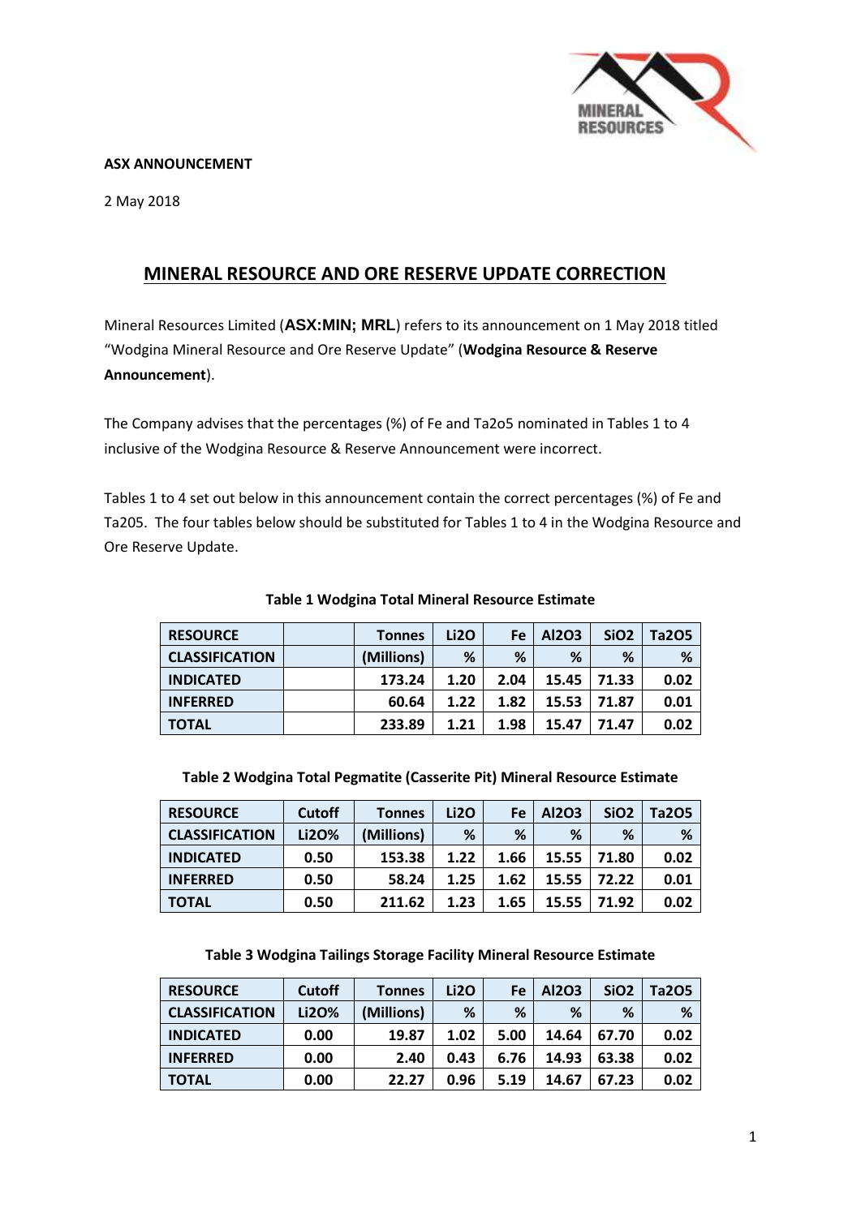**ASX ANNOUNCEMENT**

2 May 2018

## MINERAL RESOURCE AND ORE RESERVE UPDATE CORRECTION

Mineral Resources Limited (**ASX:MIN; MRL**) refers to its announcement on 1 May 2018 titled "Wodgina Mineral Resource and Ore Reserve Update" (**Wodgina Resource & Reserve Announcement**).

The Company advises that the percentages (%) of Fe and Ta2o5 nominated in Tables 1 to 4 inclusive of the Wodgina Resource & Reserve Announcement were incorrect.

Tables 1 to 4 set out below in this announcement contain the correct percentages (%) of Fe and Ta205. The four tables below should be substituted for Tables 1 to 4 in the Wodgina Resource and Ore Reserve Update.

**Table 1 Wodgina Total Mineral Resource Estimate**

| RESOURCE | | Tonnes | Li2O | Fe | Al2O3 | SiO2 | Ta2O5 |
|---|---|---|---|---|---|---|---|
| CLASSIFICATION | | (Millions) | % | % | % | % | % |
| INDICATED | | 173.24 | 1.20 | 2.04 | 15.45 | 71.33 | 0.02 |
| INFERRED | | 60.64 | 1.22 | 1.82 | 15.53 | 71.87 | 0.01 |
| TOTAL | | 233.89 | 1.21 | 1.98 | 15.47 | 71.47 | 0.02 |

**Table 2 Wodgina Total Pegmatite (Casserite Pit) Mineral Resource Estimate**

| RESOURCE | Cutoff | Tonnes | Li2O | Fe | Al2O3 | SiO2 | Ta2O5 |
|---|---|---|---|---|---|---|---|
| CLASSIFICATION | Li2O% | (Millions) | % | % | % | % | % |
| INDICATED | 0.50 | 153.38 | 1.22 | 1.66 | 15.55 | 71.80 | 0.02 |
| INFERRED | 0.50 | 58.24 | 1.25 | 1.62 | 15.55 | 72.22 | 0.01 |
| TOTAL | 0.50 | 211.62 | 1.23 | 1.65 | 15.55 | 71.92 | 0.02 |

**Table 3 Wodgina Tailings Storage Facility Mineral Resource Estimate**

| RESOURCE | Cutoff | Tonnes | Li2O | Fe | Al2O3 | SiO2 | Ta2O5 |
|---|---|---|---|---|---|---|---|
| CLASSIFICATION | Li2O% | (Millions) | % | % | % | % | % |
| INDICATED | 0.00 | 19.87 | 1.02 | 5.00 | 14.64 | 67.70 | 0.02 |
| INFERRED | 0.00 | 2.40 | 0.43 | 6.76 | 14.93 | 63.38 | 0.02 |
| TOTAL | 0.00 | 22.27 | 0.96 | 5.19 | 14.67 | 67.23 | 0.02 |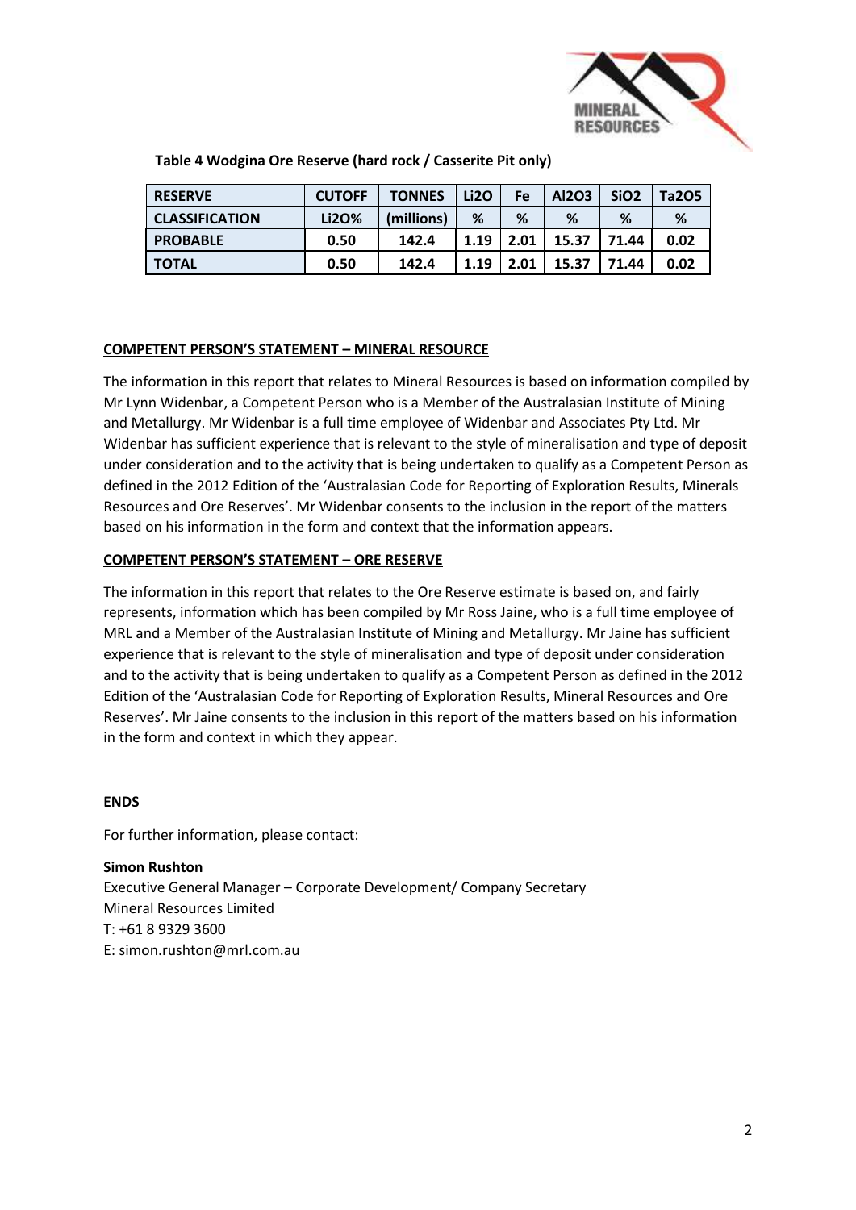**Table 4 Wodgina Ore Reserve (hard rock / Casserite Pit only)**

| RESERVE | CUTOFF | TONNES | Li2O | Fe | Al2O3 | SiO2 | Ta2O5 |
|---|---|---|---|---|---|---|---|
| CLASSIFICATION | Li2O% | (millions) | % | % | % | % | % |
| PROBABLE | 0.50 | 142.4 | 1.19 | 2.01 | 15.37 | 71.44 | 0.02 |
| TOTAL | 0.50 | 142.4 | 1.19 | 2.01 | 15.37 | 71.44 | 0.02 |

**COMPETENT PERSON'S STATEMENT – MINERAL RESOURCE**

The information in this report that relates to Mineral Resources is based on information compiled by Mr Lynn Widenbar, a Competent Person who is a Member of the Australasian Institute of Mining and Metallurgy. Mr Widenbar is a full time employee of Widenbar and Associates Pty Ltd. Mr Widenbar has sufficient experience that is relevant to the style of mineralisation and type of deposit under consideration and to the activity that is being undertaken to qualify as a Competent Person as defined in the 2012 Edition of the 'Australasian Code for Reporting of Exploration Results, Minerals Resources and Ore Reserves'. Mr Widenbar consents to the inclusion in the report of the matters based on his information in the form and context that the information appears.

**COMPETENT PERSON'S STATEMENT – ORE RESERVE**

The information in this report that relates to the Ore Reserve estimate is based on, and fairly represents, information which has been compiled by Mr Ross Jaine, who is a full time employee of MRL and a Member of the Australasian Institute of Mining and Metallurgy. Mr Jaine has sufficient experience that is relevant to the style of mineralisation and type of deposit under consideration and to the activity that is being undertaken to qualify as a Competent Person as defined in the 2012 Edition of the 'Australasian Code for Reporting of Exploration Results, Mineral Resources and Ore Reserves'. Mr Jaine consents to the inclusion in this report of the matters based on his information in the form and context in which they appear.

**ENDS**

For further information, please contact:

**Simon Rushton**
Executive General Manager – Corporate Development/ Company Secretary
Mineral Resources Limited
T: +61 8 9329 3600
E: simon.rushton@mrl.com.au